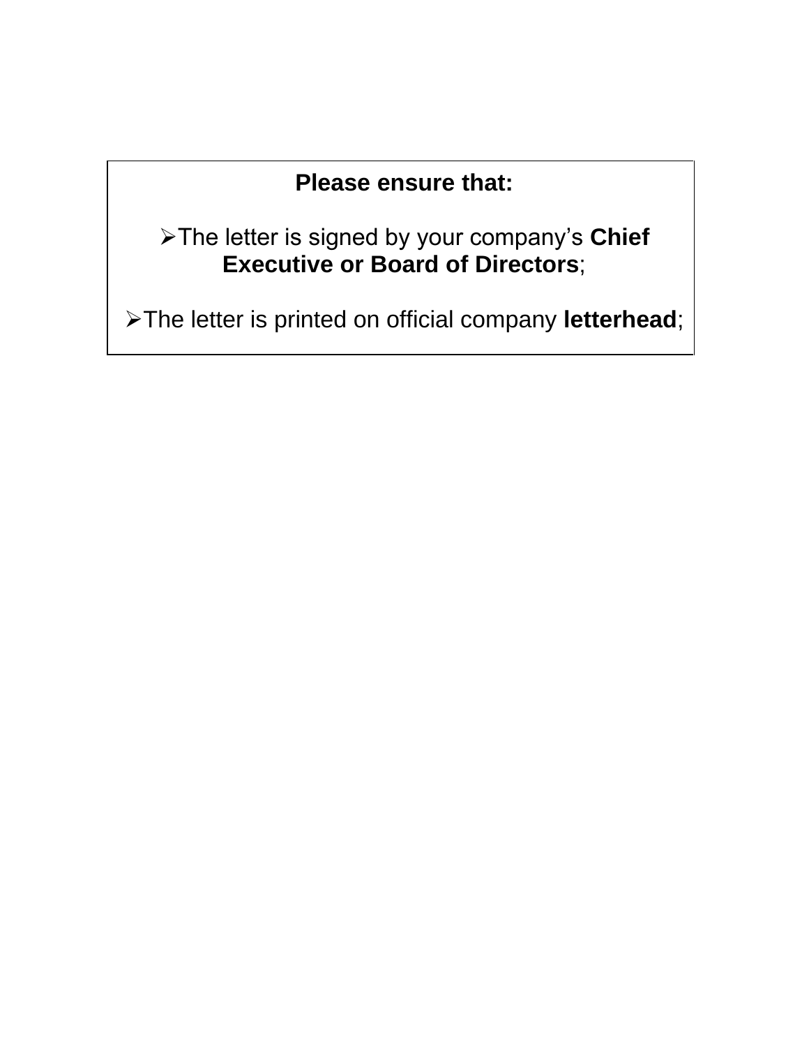**Please ensure that:**

- The letter is signed by your company's **Chief Executive or Board of Directors**;

- The letter is printed on official company **letterhead**;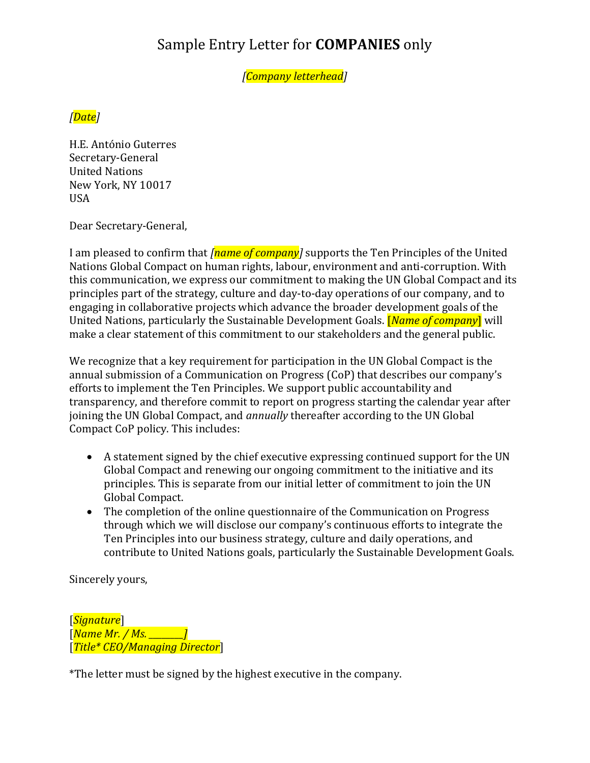# Sample Entry Letter for **COMPANIES** only

*[Company letterhead]*

*[Date]*

H.E. António Guterres
Secretary-General
United Nations
New York, NY 10017
USA

Dear Secretary-General,

I am pleased to confirm that *[name of company]* supports the Ten Principles of the United Nations Global Compact on human rights, labour, environment and anti-corruption. With this communication, we express our commitment to making the UN Global Compact and its principles part of the strategy, culture and day-to-day operations of our company, and to engaging in collaborative projects which advance the broader development goals of the United Nations, particularly the Sustainable Development Goals. [*Name of company*] will make a clear statement of this commitment to our stakeholders and the general public.

We recognize that a key requirement for participation in the UN Global Compact is the annual submission of a Communication on Progress (CoP) that describes our company's efforts to implement the Ten Principles. We support public accountability and transparency, and therefore commit to report on progress starting the calendar year after joining the UN Global Compact, and *annually* thereafter according to the UN Global Compact CoP policy. This includes:

- A statement signed by the chief executive expressing continued support for the UN Global Compact and renewing our ongoing commitment to the initiative and its principles. This is separate from our initial letter of commitment to join the UN Global Compact.
- The completion of the online questionnaire of the Communication on Progress through which we will disclose our company's continuous efforts to integrate the Ten Principles into our business strategy, culture and daily operations, and contribute to United Nations goals, particularly the Sustainable Development Goals.

Sincerely yours,

[*Signature*]
[*Name Mr. / Ms. ________]*
[*Title\* CEO/Managing Director*]

\*The letter must be signed by the highest executive in the company.